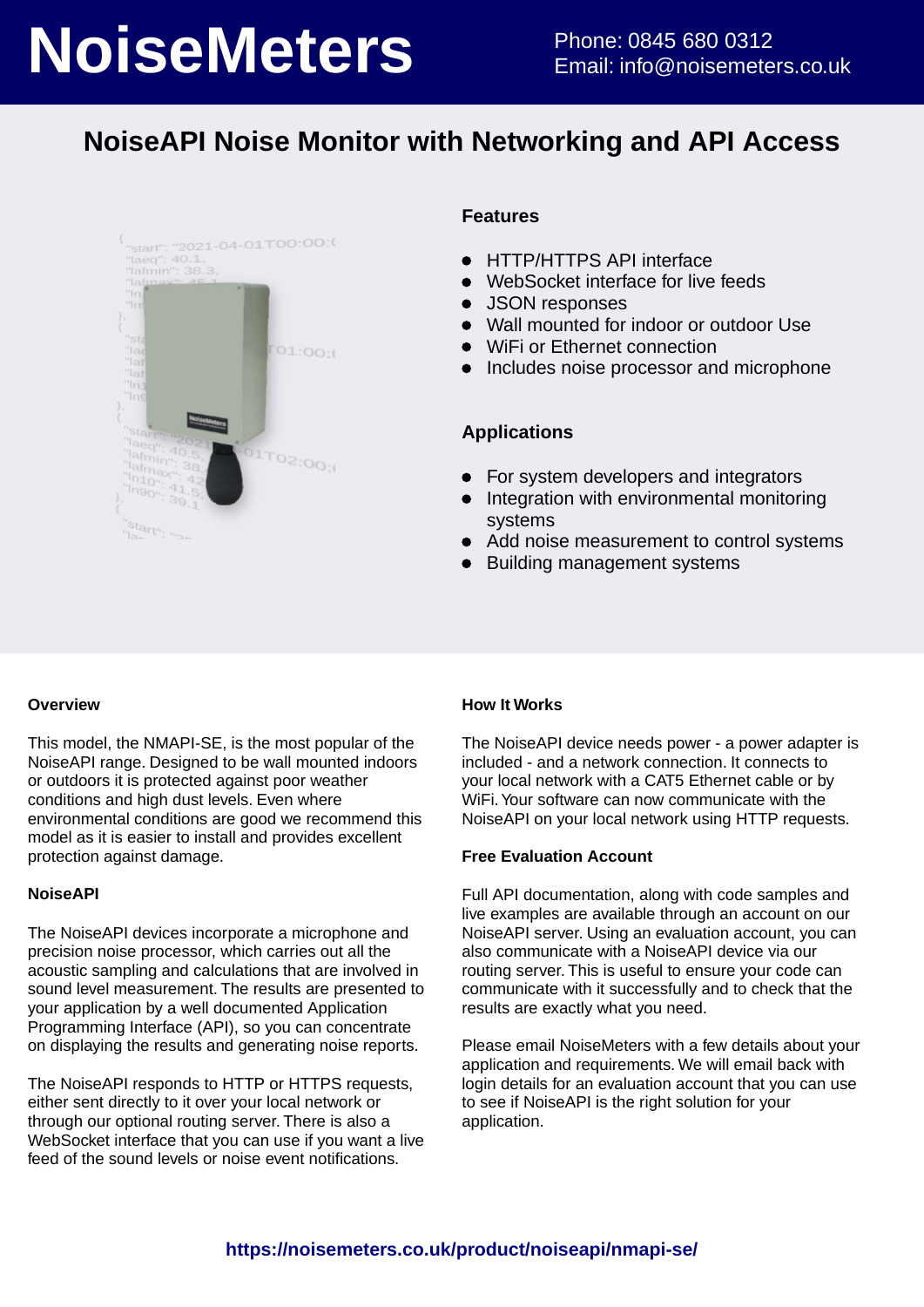# NoiseMeters

Phone: 0845 680 0312
Email: info@noisemeters.co.uk

## NoiseAPI Noise Monitor with Networking and API Access

### Features

- HTTP/HTTPS API interface
- WebSocket interface for live feeds
- JSON responses
- Wall mounted for indoor or outdoor Use
- WiFi or Ethernet connection
- Includes noise processor and microphone

### Applications

- For system developers and integrators
- Integration with environmental monitoring systems
- Add noise measurement to control systems
- Building management systems

#### Overview

This model, the NMAPI-SE, is the most popular of the NoiseAPI range. Designed to be wall mounted indoors or outdoors it is protected against poor weather conditions and high dust levels. Even where environmental conditions are good we recommend this model as it is easier to install and provides excellent protection against damage.

#### NoiseAPI

The NoiseAPI devices incorporate a microphone and precision noise processor, which carries out all the acoustic sampling and calculations that are involved in sound level measurement. The results are presented to your application by a well documented Application Programming Interface (API), so you can concentrate on displaying the results and generating noise reports.

The NoiseAPI responds to HTTP or HTTPS requests, either sent directly to it over your local network or through our optional routing server. There is also a WebSocket interface that you can use if you want a live feed of the sound levels or noise event notifications.

#### How It Works

The NoiseAPI device needs power - a power adapter is included - and a network connection. It connects to your local network with a CAT5 Ethernet cable or by WiFi. Your software can now communicate with the NoiseAPI on your local network using HTTP requests.

#### Free Evaluation Account

Full API documentation, along with code samples and live examples are available through an account on our NoiseAPI server. Using an evaluation account, you can also communicate with a NoiseAPI device via our routing server. This is useful to ensure your code can communicate with it successfully and to check that the results are exactly what you need.

Please email NoiseMeters with a few details about your application and requirements. We will email back with login details for an evaluation account that you can use to see if NoiseAPI is the right solution for your application.

**https://noisemeters.co.uk/product/noiseapi/nmapi-se/**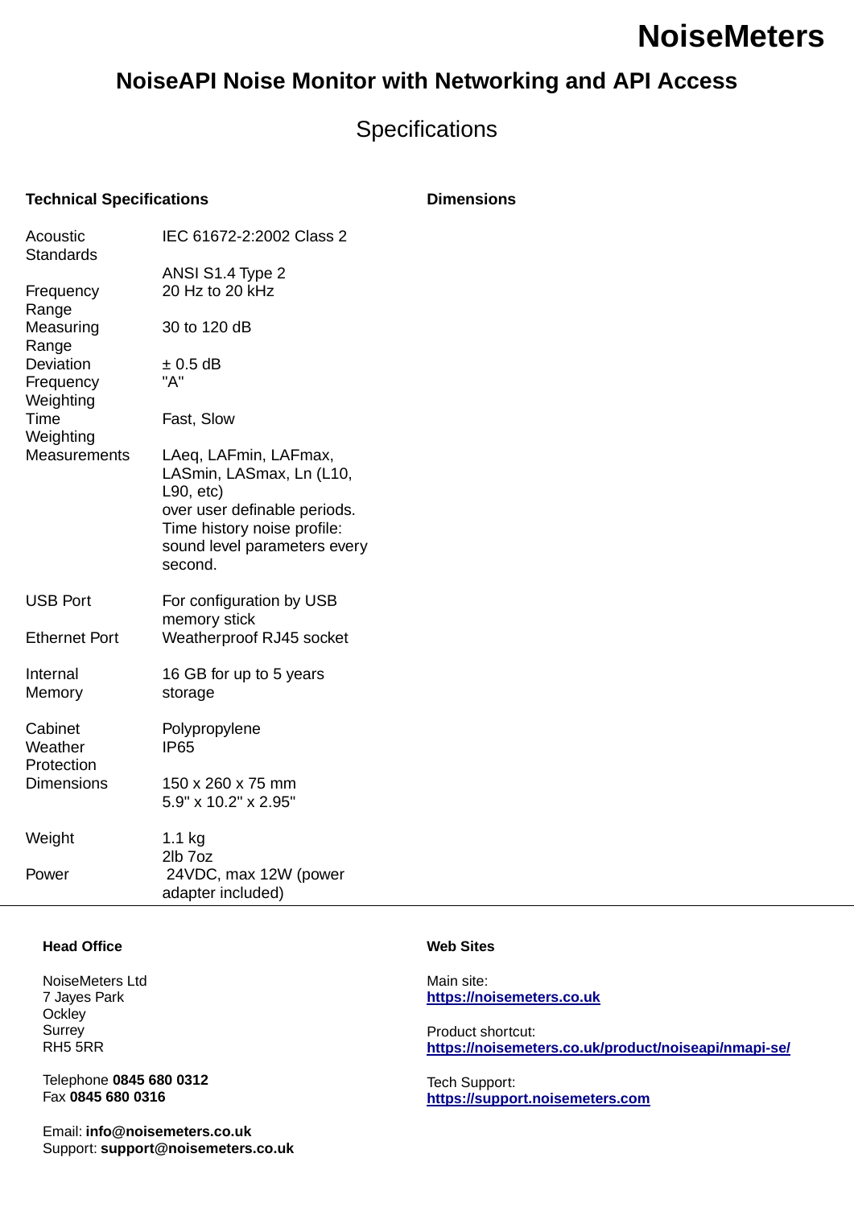# NoiseMeters

## NoiseAPI Noise Monitor with Networking and API Access

### Specifications

**Technical Specifications**

| | |
|---|---|
| Acoustic Standards | IEC 61672-2:2002 Class 2<br>ANSI S1.4 Type 2 |
| Frequency Range | 20 Hz to 20 kHz |
| Measuring Range | 30 to 120 dB |
| Deviation | ± 0.5 dB |
| Frequency Weighting | "A" |
| Time Weighting | Fast, Slow |
| Measurements | LAeq, LAFmin, LAFmax, LASmin, LASmax, Ln (L10, L90, etc)<br>over user definable periods.<br>Time history noise profile: sound level parameters every second. |
| USB Port | For configuration by USB memory stick |
| Ethernet Port | Weatherproof RJ45 socket |
| Internal Memory | 16 GB for up to 5 years storage |
| Cabinet | Polypropylene |
| Weather Protection | IP65 |
| Dimensions | 150 x 260 x 75 mm<br>5.9" x 10.2" x 2.95" |
| Weight | 1.1 kg<br>2lb 7oz |
| Power | 24VDC, max 12W (power adapter included) |

**Dimensions**

**Head Office**

NoiseMeters Ltd
7 Jayes Park
Ockley
Surrey
RH5 5RR

Telephone **0845 680 0312**
Fax **0845 680 0316**

Email: **info@noisemeters.co.uk**
Support: **support@noisemeters.co.uk**

**Web Sites**

Main site:
**https://noisemeters.co.uk**

Product shortcut:
**https://noisemeters.co.uk/product/noiseapi/nmapi-se/**

Tech Support:
**https://support.noisemeters.com**